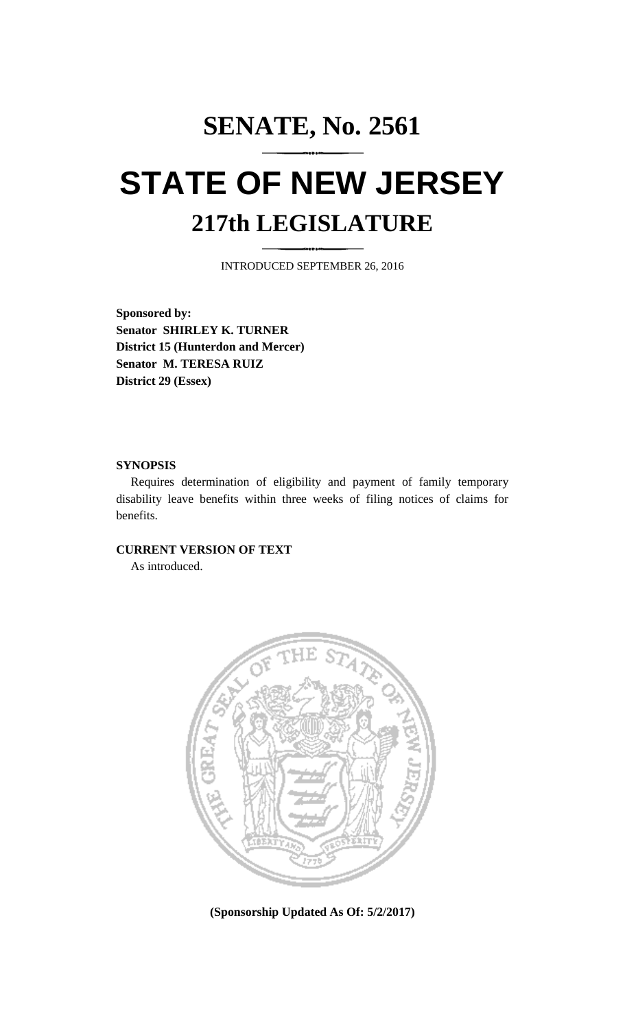# SENATE, No. 2561

# STATE OF NEW JERSEY

## 217th LEGISLATURE

INTRODUCED SEPTEMBER 26, 2016

**Sponsored by:**
**Senator SHIRLEY K. TURNER**
**District 15 (Hunterdon and Mercer)**
**Senator M. TERESA RUIZ**
**District 29 (Essex)**

**SYNOPSIS**

Requires determination of eligibility and payment of family temporary disability leave benefits within three weeks of filing notices of claims for benefits.

**CURRENT VERSION OF TEXT**

As introduced.

**(Sponsorship Updated As Of: 5/2/2017)**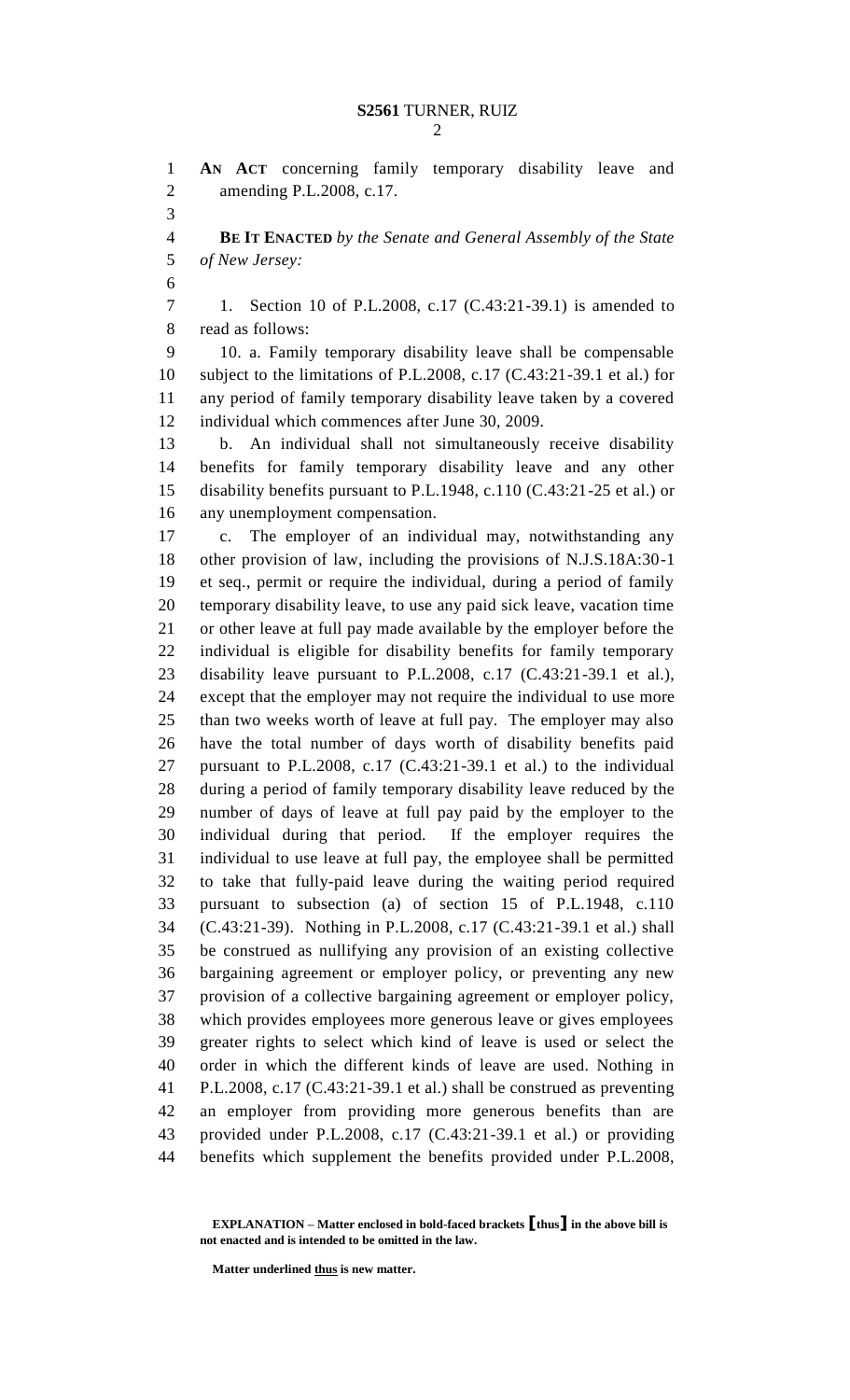**AN ACT** concerning family temporary disability leave and amending P.L.2008, c.17.

**BE IT ENACTED** *by the Senate and General Assembly of the State of New Jersey:*

1. Section 10 of P.L.2008, c.17 (C.43:21-39.1) is amended to read as follows:

10. a. Family temporary disability leave shall be compensable subject to the limitations of P.L.2008, c.17 (C.43:21-39.1 et al.) for any period of family temporary disability leave taken by a covered individual which commences after June 30, 2009.

b. An individual shall not simultaneously receive disability benefits for family temporary disability leave and any other disability benefits pursuant to P.L.1948, c.110 (C.43:21-25 et al.) or any unemployment compensation.

c. The employer of an individual may, notwithstanding any other provision of law, including the provisions of N.J.S.18A:30-1 et seq., permit or require the individual, during a period of family temporary disability leave, to use any paid sick leave, vacation time or other leave at full pay made available by the employer before the individual is eligible for disability benefits for family temporary disability leave pursuant to P.L.2008, c.17 (C.43:21-39.1 et al.), except that the employer may not require the individual to use more than two weeks worth of leave at full pay. The employer may also have the total number of days worth of disability benefits paid pursuant to P.L.2008, c.17 (C.43:21-39.1 et al.) to the individual during a period of family temporary disability leave reduced by the number of days of leave at full pay paid by the employer to the individual during that period. If the employer requires the individual to use leave at full pay, the employee shall be permitted to take that fully-paid leave during the waiting period required pursuant to subsection (a) of section 15 of P.L.1948, c.110 (C.43:21-39). Nothing in P.L.2008, c.17 (C.43:21-39.1 et al.) shall be construed as nullifying any provision of an existing collective bargaining agreement or employer policy, or preventing any new provision of a collective bargaining agreement or employer policy, which provides employees more generous leave or gives employees greater rights to select which kind of leave is used or select the order in which the different kinds of leave are used. Nothing in P.L.2008, c.17 (C.43:21-39.1 et al.) shall be construed as preventing an employer from providing more generous benefits than are provided under P.L.2008, c.17 (C.43:21-39.1 et al.) or providing benefits which supplement the benefits provided under P.L.2008,

**EXPLANATION – Matter enclosed in bold-faced brackets [thus] in the above bill is not enacted and is intended to be omitted in the law.**

**Matter underlined thus is new matter.**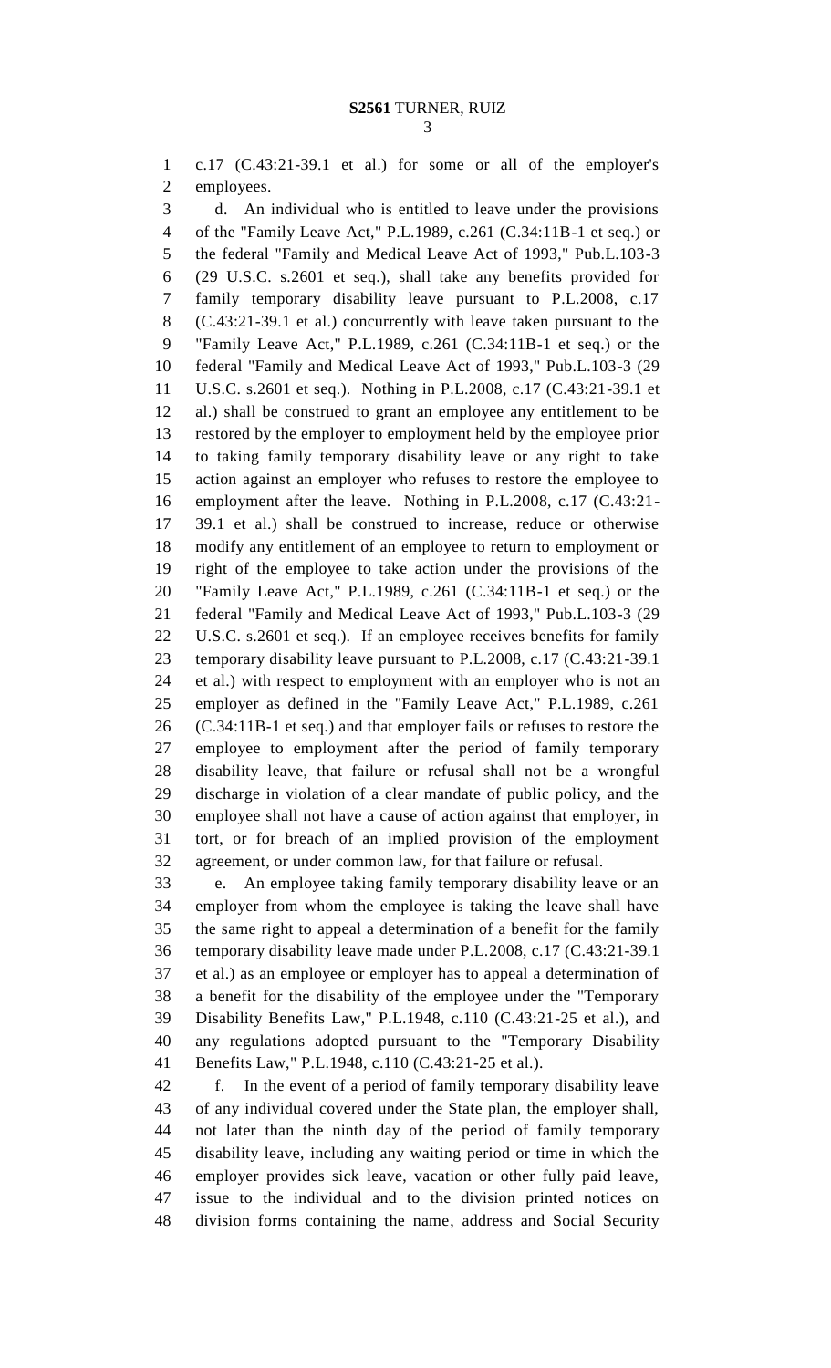c.17 (C.43:21-39.1 et al.) for some or all of the employer's employees.

d. An individual who is entitled to leave under the provisions of the "Family Leave Act," P.L.1989, c.261 (C.34:11B-1 et seq.) or the federal "Family and Medical Leave Act of 1993," Pub.L.103-3 (29 U.S.C. s.2601 et seq.), shall take any benefits provided for family temporary disability leave pursuant to P.L.2008, c.17 (C.43:21-39.1 et al.) concurrently with leave taken pursuant to the "Family Leave Act," P.L.1989, c.261 (C.34:11B-1 et seq.) or the federal "Family and Medical Leave Act of 1993," Pub.L.103-3 (29 U.S.C. s.2601 et seq.). Nothing in P.L.2008, c.17 (C.43:21-39.1 et al.) shall be construed to grant an employee any entitlement to be restored by the employer to employment held by the employee prior to taking family temporary disability leave or any right to take action against an employer who refuses to restore the employee to employment after the leave. Nothing in P.L.2008, c.17 (C.43:21-39.1 et al.) shall be construed to increase, reduce or otherwise modify any entitlement of an employee to return to employment or right of the employee to take action under the provisions of the "Family Leave Act," P.L.1989, c.261 (C.34:11B-1 et seq.) or the federal "Family and Medical Leave Act of 1993," Pub.L.103-3 (29 U.S.C. s.2601 et seq.). If an employee receives benefits for family temporary disability leave pursuant to P.L.2008, c.17 (C.43:21-39.1 et al.) with respect to employment with an employer who is not an employer as defined in the "Family Leave Act," P.L.1989, c.261 (C.34:11B-1 et seq.) and that employer fails or refuses to restore the employee to employment after the period of family temporary disability leave, that failure or refusal shall not be a wrongful discharge in violation of a clear mandate of public policy, and the employee shall not have a cause of action against that employer, in tort, or for breach of an implied provision of the employment agreement, or under common law, for that failure or refusal.

e. An employee taking family temporary disability leave or an employer from whom the employee is taking the leave shall have the same right to appeal a determination of a benefit for the family temporary disability leave made under P.L.2008, c.17 (C.43:21-39.1 et al.) as an employee or employer has to appeal a determination of a benefit for the disability of the employee under the "Temporary Disability Benefits Law," P.L.1948, c.110 (C.43:21-25 et al.), and any regulations adopted pursuant to the "Temporary Disability Benefits Law," P.L.1948, c.110 (C.43:21-25 et al.).

f. In the event of a period of family temporary disability leave of any individual covered under the State plan, the employer shall, not later than the ninth day of the period of family temporary disability leave, including any waiting period or time in which the employer provides sick leave, vacation or other fully paid leave, issue to the individual and to the division printed notices on division forms containing the name, address and Social Security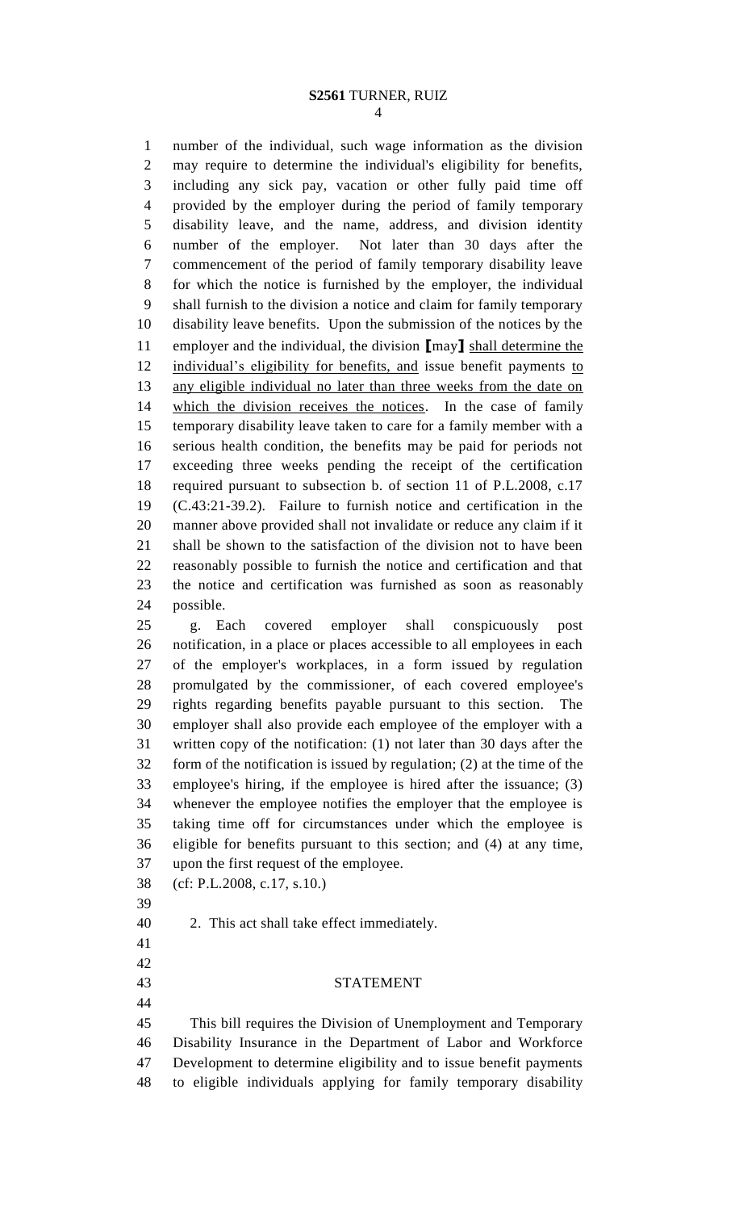number of the individual, such wage information as the division may require to determine the individual's eligibility for benefits, including any sick pay, vacation or other fully paid time off provided by the employer during the period of family temporary disability leave, and the name, address, and division identity number of the employer. Not later than 30 days after the commencement of the period of family temporary disability leave for which the notice is furnished by the employer, the individual shall furnish to the division a notice and claim for family temporary disability leave benefits. Upon the submission of the notices by the employer and the individual, the division [may] <u>shall determine the individual's eligibility for benefits, and</u> issue benefit payments <u>to any eligible individual no later than three weeks from the date on which the division receives the notices</u>. In the case of family temporary disability leave taken to care for a family member with a serious health condition, the benefits may be paid for periods not exceeding three weeks pending the receipt of the certification required pursuant to subsection b. of section 11 of P.L.2008, c.17 (C.43:21-39.2). Failure to furnish notice and certification in the manner above provided shall not invalidate or reduce any claim if it shall be shown to the satisfaction of the division not to have been reasonably possible to furnish the notice and certification and that the notice and certification was furnished as soon as reasonably possible.

g. Each covered employer shall conspicuously post notification, in a place or places accessible to all employees in each of the employer's workplaces, in a form issued by regulation promulgated by the commissioner, of each covered employee's rights regarding benefits payable pursuant to this section. The employer shall also provide each employee of the employer with a written copy of the notification: (1) not later than 30 days after the form of the notification is issued by regulation; (2) at the time of the employee's hiring, if the employee is hired after the issuance; (3) whenever the employee notifies the employer that the employee is taking time off for circumstances under which the employee is eligible for benefits pursuant to this section; and (4) at any time, upon the first request of the employee.

(cf: P.L.2008, c.17, s.10.)

2. This act shall take effect immediately.

## STATEMENT

This bill requires the Division of Unemployment and Temporary Disability Insurance in the Department of Labor and Workforce Development to determine eligibility and to issue benefit payments to eligible individuals applying for family temporary disability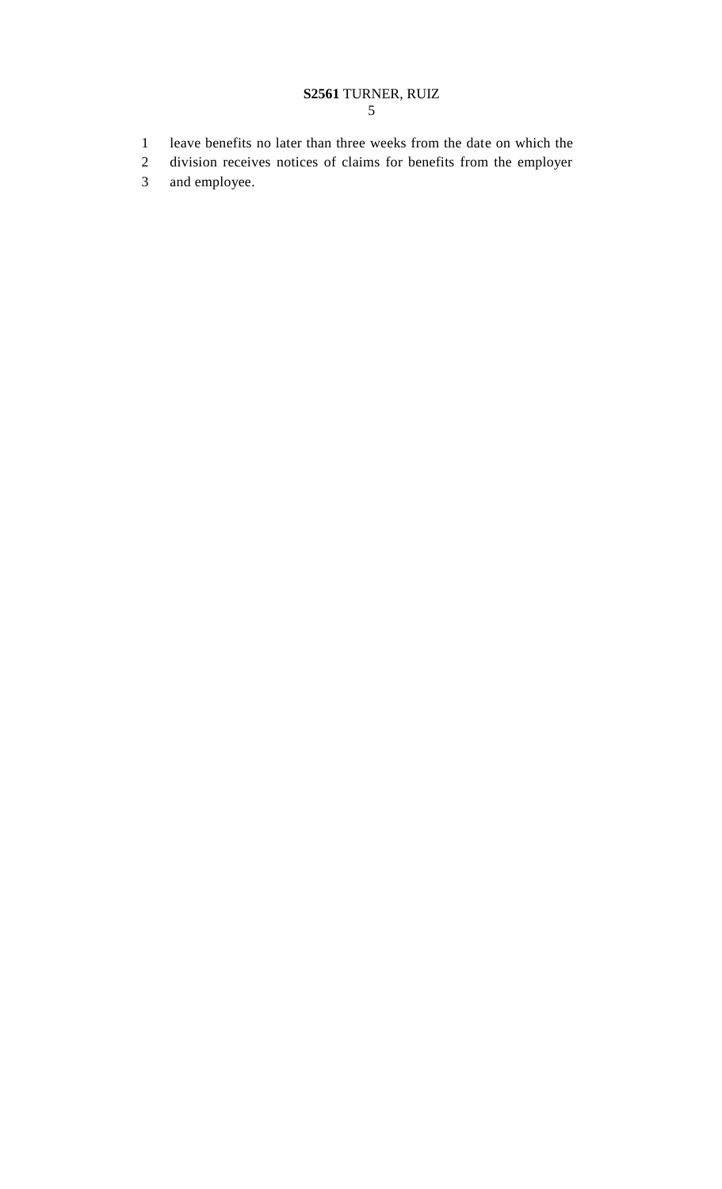leave benefits no later than three weeks from the date on which the division receives notices of claims for benefits from the employer and employee.